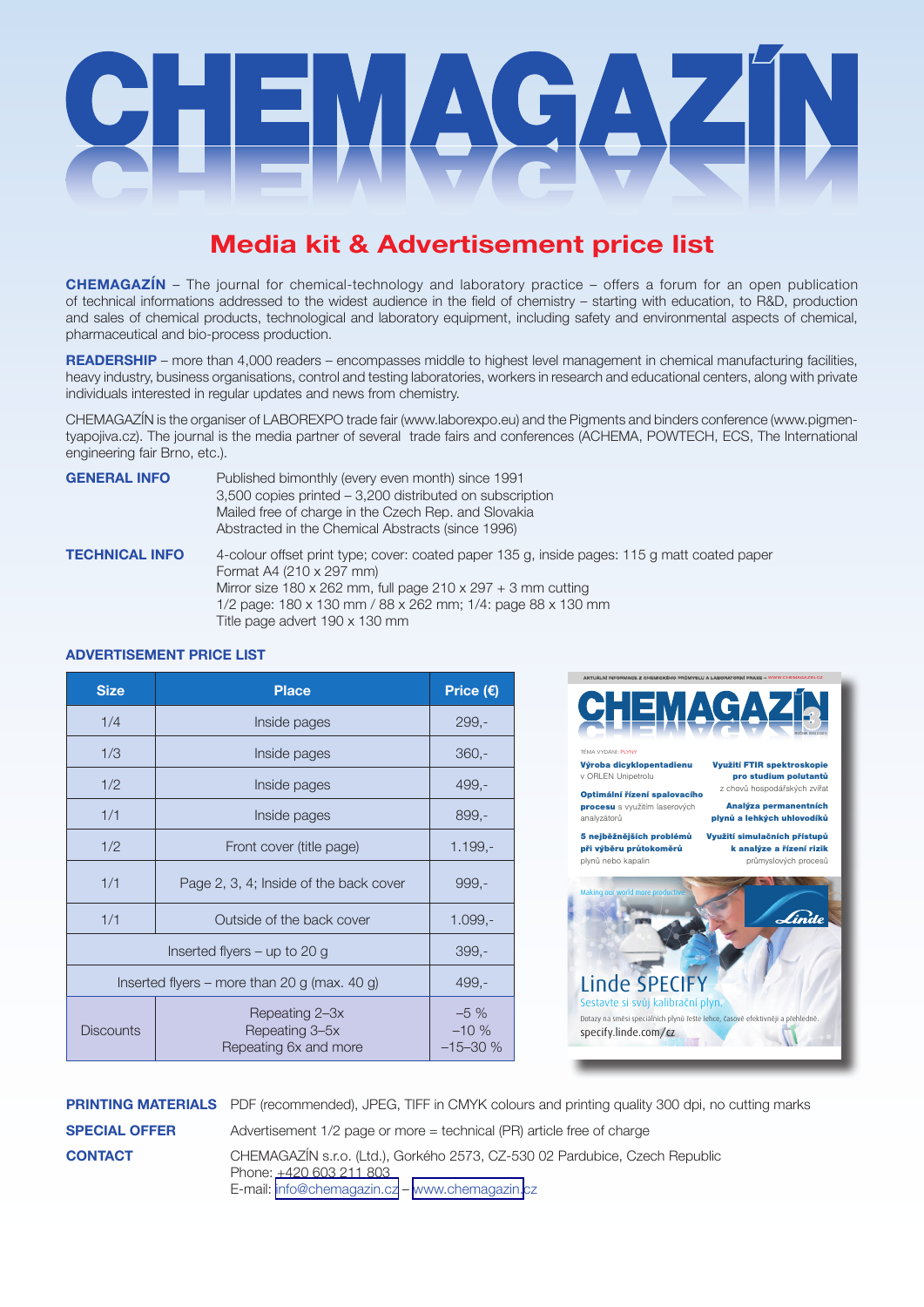# CHEMAGAZÍN

## Media kit & Advertisement price list

**CHEMAGAZÍN** – The journal for chemical-technology and laboratory practice – offers a forum for an open publication of technical informations addressed to the widest audience in the field of chemistry – starting with education, to R&D, production and sales of chemical products, technological and laboratory equipment, including safety and environmental aspects of chemical, pharmaceutical and bio-process production.

**READERSHIP** – more than 4,000 readers – encompasses middle to highest level management in chemical manufacturing facilities, heavy industry, business organisations, control and testing laboratories, workers in research and educational centers, along with private individuals interested in regular updates and news from chemistry.

CHEMAGAZÍN is the organiser of LABOREXPO trade fair (www.laborexpo.eu) and the Pigments and binders conference (www.pigmentyapojiva.cz). The journal is the media partner of several trade fairs and conferences (ACHEMA, POWTECH, ECS, The International engineering fair Brno, etc.).

**GENERAL INFO**

Published bimonthly (every even month) since 1991
3,500 copies printed – 3,200 distributed on subscription
Mailed free of charge in the Czech Rep. and Slovakia
Abstracted in the Chemical Abstracts (since 1996)

**TECHNICAL INFO**

4-colour offset print type; cover: coated paper 135 g, inside pages: 115 g matt coated paper
Format A4 (210 x 297 mm)
Mirror size 180 x 262 mm, full page 210 x 297 + 3 mm cutting
1/2 page: 180 x 130 mm / 88 x 262 mm; 1/4: page 88 x 130 mm
Title page advert 190 x 130 mm

### ADVERTISEMENT PRICE LIST

| Size | Place | Price (€) |
|---|---|---|
| 1/4 | Inside pages | 299,- |
| 1/3 | Inside pages | 360,- |
| 1/2 | Inside pages | 499,- |
| 1/1 | Inside pages | 899,- |
| 1/2 | Front cover (title page) | 1.199,- |
| 1/1 | Page 2, 3, 4; Inside of the back cover | 999,- |
| 1/1 | Outside of the back cover | 1.099,- |
| Inserted flyers – up to 20 g | | 399,- |
| Inserted flyers – more than 20 g (max. 40 g) | | 499,- |
| Discounts | Repeating 2–3x<br>Repeating 3–5x<br>Repeating 6x and more | –5 %<br>–10 %<br>–15–30 % |

**PRINTING MATERIALS** PDF (recommended), JPEG, TIFF in CMYK colours and printing quality 300 dpi, no cutting marks

**SPECIAL OFFER** Advertisement 1/2 page or more = technical (PR) article free of charge

**CONTACT** CHEMAGAZÍN s.r.o. (Ltd.), Gorkého 2573, CZ-530 02 Pardubice, Czech Republic
Phone: +420 603 211 803
E-mail: info@chemagazin.cz – www.chemagazin.cz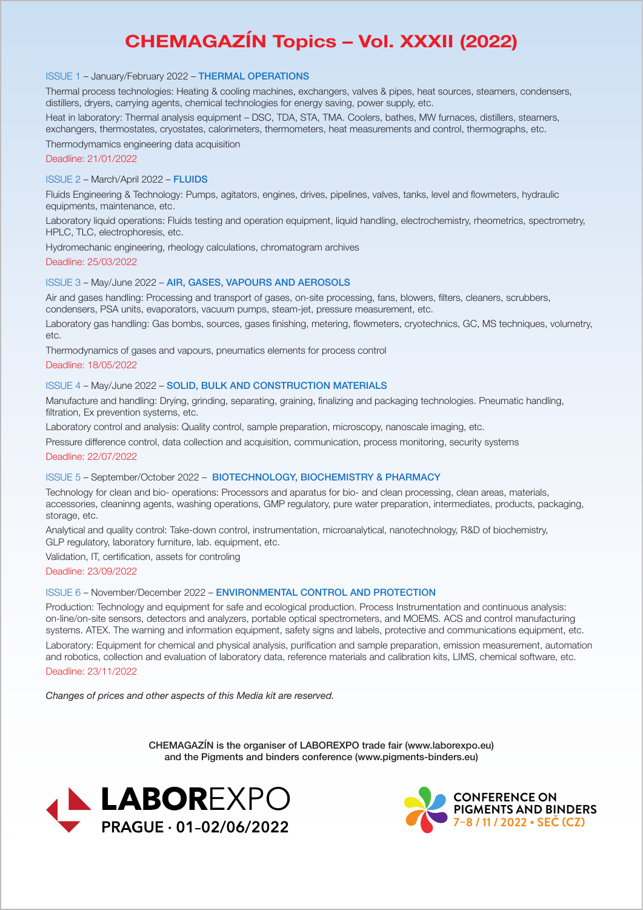# CHEMAGAZÍN Topics – Vol. XXXII (2022)

ISSUE 1 – January/February 2022 – **THERMAL OPERATIONS**

Thermal process technologies: Heating & cooling machines, exchangers, valves & pipes, heat sources, steamers, condensers, distillers, dryers, carrying agents, chemical technologies for energy saving, power supply, etc.

Heat in laboratory: Thermal analysis equipment – DSC, TDA, STA, TMA. Coolers, bathes, MW furnaces, distillers, steamers, exchangers, thermostates, cryostates, calorimeters, thermometers, heat measurements and control, thermographs, etc.

Thermodymamics engineering data acquisition

Deadline: 21/01/2022

ISSUE 2 – March/April 2022 – **FLUIDS**

Fluids Engineering & Technology: Pumps, agitators, engines, drives, pipelines, valves, tanks, level and flowmeters, hydraulic equipments, maintenance, etc.

Laboratory liquid operations: Fluids testing and operation equipment, liquid handling, electrochemistry, rheometrics, spectrometry, HPLC, TLC, electrophoresis, etc.

Hydromechanic engineering, rheology calculations, chromatogram archives

Deadline: 25/03/2022

ISSUE 3 – May/June 2022 – **AIR, GASES, VAPOURS AND AEROSOLS**

Air and gases handling: Processing and transport of gases, on-site processing, fans, blowers, filters, cleaners, scrubbers, condensers, PSA units, evaporators, vacuum pumps, steam-jet, pressure measurement, etc.

Laboratory gas handling: Gas bombs, sources, gases finishing, metering, flowmeters, cryotechnics, GC, MS techniques, volumetry, etc.

Thermodynamics of gases and vapours, pneumatics elements for process control

Deadline: 18/05/2022

ISSUE 4 – May/June 2022 – **SOLID, BULK AND CONSTRUCTION MATERIALS**

Manufacture and handling: Drying, grinding, separating, graining, finalizing and packaging technologies. Pneumatic handling, filtration, Ex prevention systems, etc.

Laboratory control and analysis: Quality control, sample preparation, microscopy, nanoscale imaging, etc.

Pressure difference control, data collection and acquisition, communication, process monitoring, security systems

Deadline: 22/07/2022

ISSUE 5 – September/October 2022 – **BIOTECHNOLOGY, BIOCHEMISTRY & PHARMACY**

Technology for clean and bio- operations: Processors and aparatus for bio- and clean processing, clean areas, materials, accessories, cleaninng agents, washing operations, GMP regulatory, pure water preparation, intermediates, products, packaging, storage, etc.

Analytical and quality control: Take-down control, instrumentation, microanalytical, nanotechnology, R&D of biochemistry, GLP regulatory, laboratory furniture, lab. equipment, etc.

Validation, IT, certification, assets for controling

Deadline: 23/09/2022

ISSUE 6 – November/December 2022 – **ENVIRONMENTAL CONTROL AND PROTECTION**

Production: Technology and equipment for safe and ecological production. Process Instrumentation and continuous analysis: on-line/on-site sensors, detectors and analyzers, portable optical spectrometers, and MOEMS. ACS and control manufacturing systems. ATEX. The warning and information equipment, safety signs and labels, protective and communications equipment, etc.

Laboratory: Equipment for chemical and physical analysis, purification and sample preparation, emission measurement, automation and robotics, collection and evaluation of laboratory data, reference materials and calibration kits, LIMS, chemical software, etc.

Deadline: 23/11/2022

*Changes of prices and other aspects of this Media kit are reserved.*

CHEMAGAZÍN is the organiser of LABOREXPO trade fair (www.laborexpo.eu) and the Pigments and binders conference (www.pigments-binders.eu)

LABOREXPO
PRAGUE · 01–02/06/2022

CONFERENCE ON PIGMENTS AND BINDERS
7–8 / 11 / 2022 • SEČ (CZ)